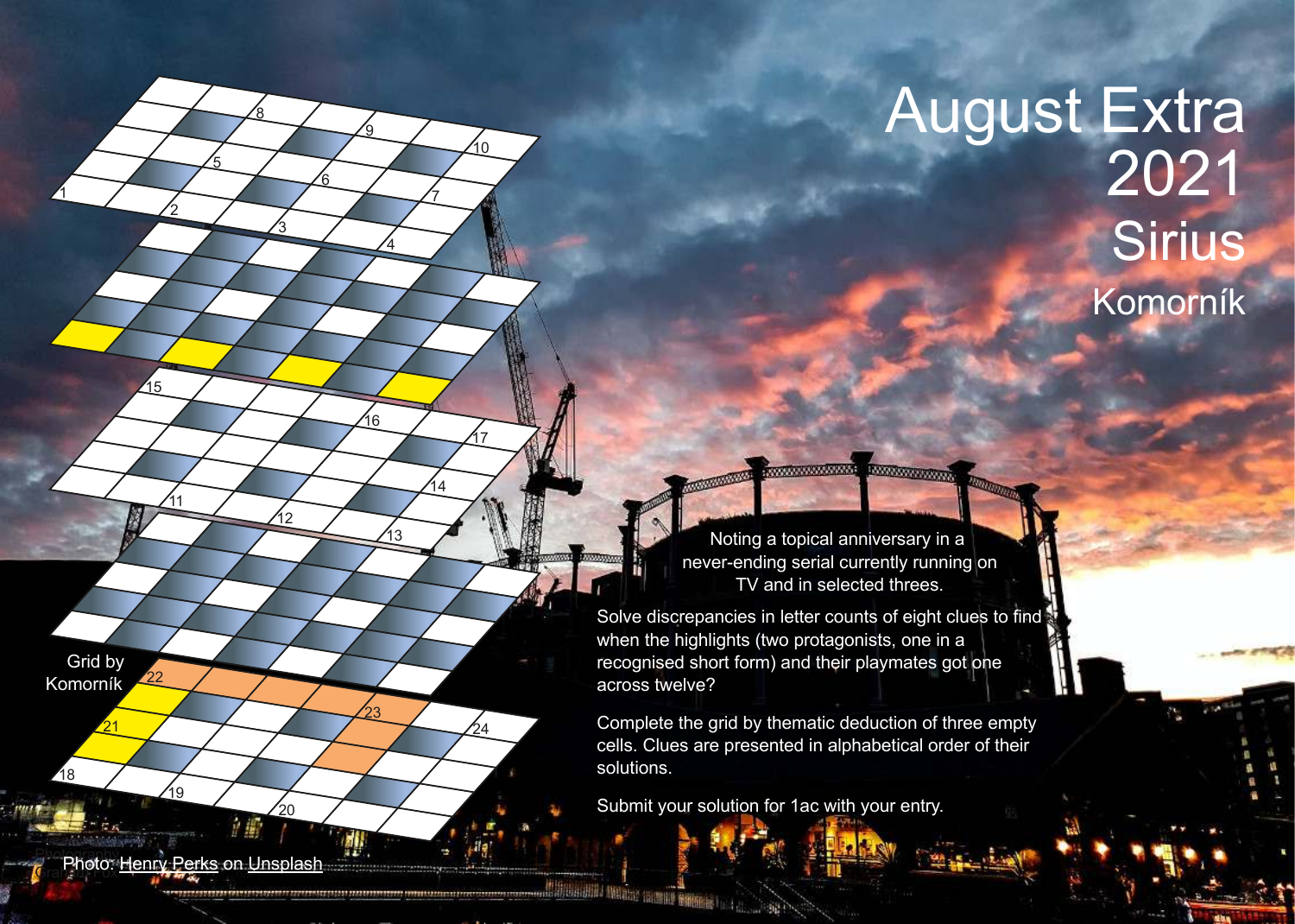# August Extra 2021

## Sirius

### Komorník

Noting a topical anniversary in a never-ending serial currently running on TV and in selected threes.

Solve discrepancies in letter counts of eight clues to find when the highlights (two protagonists, one in a recognised short form) and their playmates got one across twelve?

Complete the grid by thematic deduction of three empty cells. Clues are presented in alphabetical order of their solutions.

Submit your solution for 1ac with your entry.

Grid by Komorník

Photo: Henry Perks on Unsplash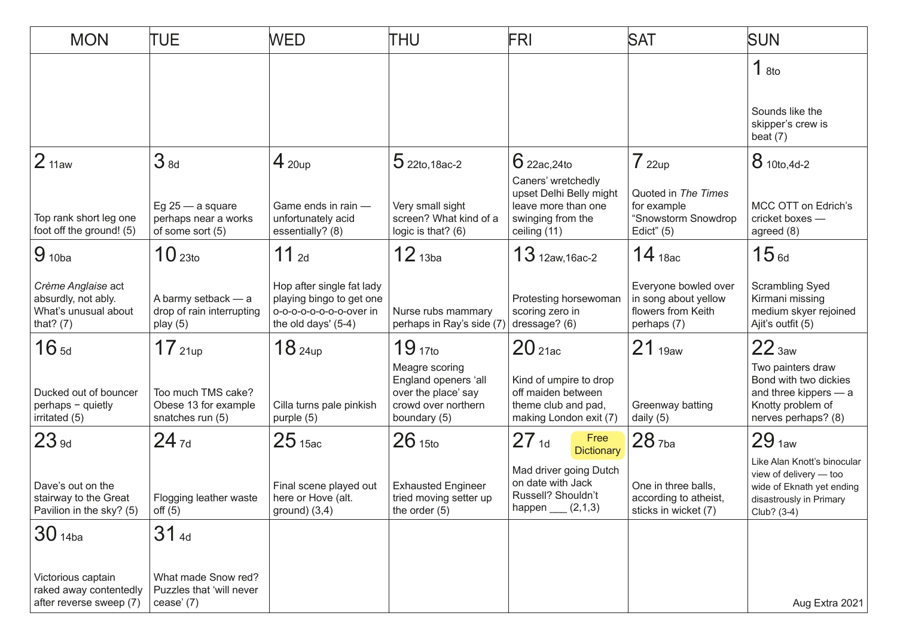| MON | TUE | WED | THU | FRI | SAT | SUN |
|---|---|---|---|---|---|---|
| | | | | | | 1 8to<br><br>Sounds like the skipper's crew is beat (7) |
| 2 11aw<br><br>Top rank short leg one foot off the ground! (5) | 3 8d<br><br>Eg 25 — a square perhaps near a works of some sort (5) | 4 20up<br><br>Game ends in rain — unfortunately acid essentially? (8) | 5 22to,18ac-2<br><br>Very small sight screen? What kind of a logic is that? (6) | 6 22ac,24to<br><br>Caners' wretchedly upset Delhi Belly might leave more than one swinging from the ceiling (11) | 7 22up<br><br>Quoted in *The Times* for example "Snowstorm Snowdrop Edict" (5) | 8 10to,4d-2<br><br>MCC OTT on Edrich's cricket boxes — agreed (8) |
| 9 10ba<br><br>*Crème Anglaise* act absurdly, not ably. What's unusual about that? (7) | 10 23to<br><br>A barmy setback — a drop of rain interrupting play (5) | 11 2d<br><br>Hop after single fat lady playing bingo to get one o-o-o-o-o-o-o-o-over in the old days' (5-4) | 12 13ba<br><br>Nurse rubs mammary perhaps in Ray's side (7) | 13 12aw,16ac-2<br><br>Protesting horsewoman scoring zero in dressage? (6) | 14 18ac<br><br>Everyone bowled over in song about yellow flowers from Keith perhaps (7) | 15 6d<br><br>Scrambling Syed Kirmani missing medium skyer rejoined Ajit's outfit (5) |
| 16 5d<br><br>Ducked out of bouncer perhaps – quietly irritated (5) | 17 21up<br><br>Too much TMS cake? Obese 13 for example snatches run (5) | 18 24up<br><br>Cilla turns pale pinkish purple (5) | 19 17to<br><br>Meagre scoring England openers 'all over the place' say crowd over northern boundary (5) | 20 21ac<br><br>Kind of umpire to drop off maiden between theme club and pad, making London exit (7) | 21 19aw<br><br>Greenway batting daily (5) | 22 3aw<br><br>Two painters draw Bond with two dickies and three kippers — a Knotty problem of nerves perhaps? (8) |
| 23 9d<br><br>Dave's out on the stairway to the Great Pavilion in the sky? (5) | 24 7d<br><br>Flogging leather waste off (5) | 25 15ac<br><br>Final scene played out here or Hove (alt. ground) (3,4) | 26 15to<br><br>Exhausted Engineer tried moving setter up the order (5) | 27 1d Free Dictionary<br><br>Mad driver going Dutch on date with Jack Russell? Shouldn't happen ___ (2,1,3) | 28 7ba<br><br>One in three balls, according to atheist, sticks in wicket (7) | 29 1aw<br><br>Like Alan Knott's binocular view of delivery — too wide of Eknath yet ending disastrously in Primary Club? (3-4) |
| 30 14ba<br><br>Victorious captain raked away contentedly after reverse sweep (7) | 31 4d<br><br>What made Snow red? Puzzles that 'will never cease' (7) | | | | | Aug Extra 2021 |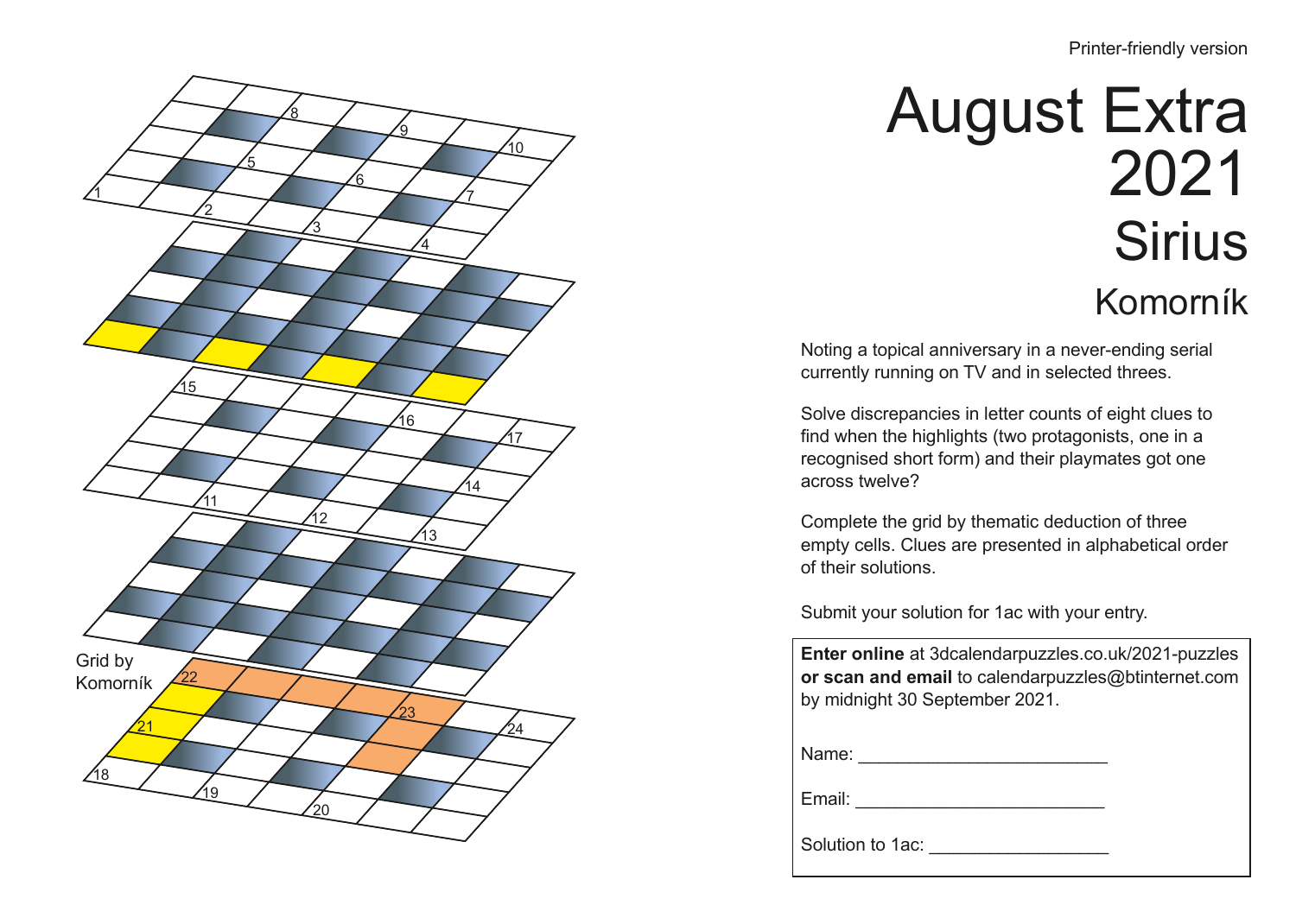Printer-friendly version

# August Extra 2021

## Sirius

### Komorník

Noting a topical anniversary in a never-ending serial currently running on TV and in selected threes.

Solve discrepancies in letter counts of eight clues to find when the highlights (two protagonists, one in a recognised short form) and their playmates got one across twelve?

Complete the grid by thematic deduction of three empty cells. Clues are presented in alphabetical order of their solutions.

Submit your solution for 1ac with your entry.

**Enter online** at 3dcalendarpuzzles.co.uk/2021-puzzles **or scan and email** to calendarpuzzles@btinternet.com by midnight 30 September 2021.

Name: ________________________

Email: ________________________

Solution to 1ac: __________________

8 9 10 5 6 7 1 2 3 4

15 16 17 14 11 12 13

Grid by Komorník

22 23 24 21 18 19 20